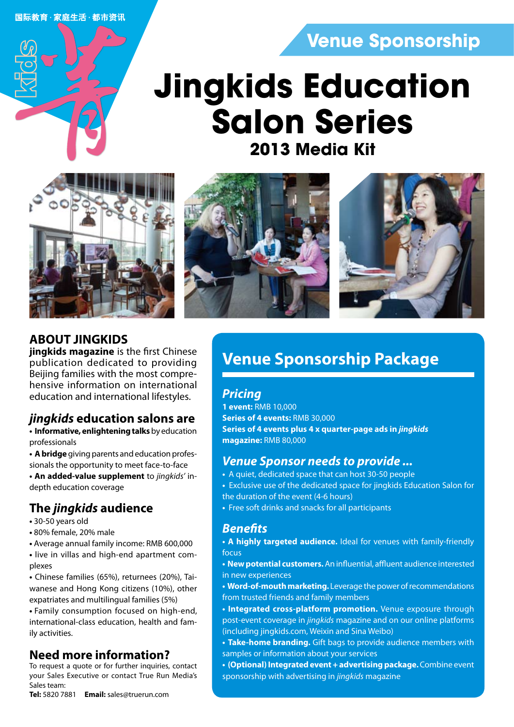国际教育 · 家庭生活 · 都市资讯

## Venue Sponsorship

# Jingkids Education Salon Series

### 2013 Media Kit

## ABOUT JINGKIDS

**jingkids magazine** is the first Chinese publication dedicated to providing Beijing families with the most comprehensive information on international education and international lifestyles.

### *jingkids* education salons are

- **Informative, enlightening talks** by education professionals
- **A bridge** giving parents and education professionals the opportunity to meet face-to-face
- **An added-value supplement** to *jingkids'* in-depth education coverage

### The *jingkids* audience

- 30-50 years old
- 80% female, 20% male
- Average annual family income: RMB 600,000
- live in villas and high-end apartment complexes
- Chinese families (65%), returnees (20%), Taiwanese and Hong Kong citizens (10%), other expatriates and multilingual families (5%)
- Family consumption focused on high-end, international-class education, health and family activities.

### Need more information?

To request a quote or for further inquiries, contact your Sales Executive or contact True Run Media's Sales team:
**Tel:** 5820 7881 **Email:** sales@truerun.com

## Venue Sponsorship Package

### *Pricing*

**1 event:** RMB 10,000
**Series of 4 events:** RMB 30,000
**Series of 4 events plus 4 x quarter-page ads in *jingkids* magazine:** RMB 80,000

### *Venue Sponsor needs to provide ...*

- A quiet, dedicated space that can host 30-50 people
- Exclusive use of the dedicated space for jingkids Education Salon for the duration of the event (4-6 hours)
- Free soft drinks and snacks for all participants

### *Benefits*

- **A highly targeted audience.** Ideal for venues with family-friendly focus
- **New potential customers.** An influential, affluent audience interested in new experiences
- **Word-of-mouth marketing.** Leverage the power of recommendations from trusted friends and family members
- **Integrated cross-platform promotion.** Venue exposure through post-event coverage in *jingkids* magazine and on our online platforms (including jingkids.com, Weixin and Sina Weibo)
- **Take-home branding.** Gift bags to provide audience members with samples or information about your services
- **(Optional) Integrated event + advertising package.** Combine event sponsorship with advertising in *jingkids* magazine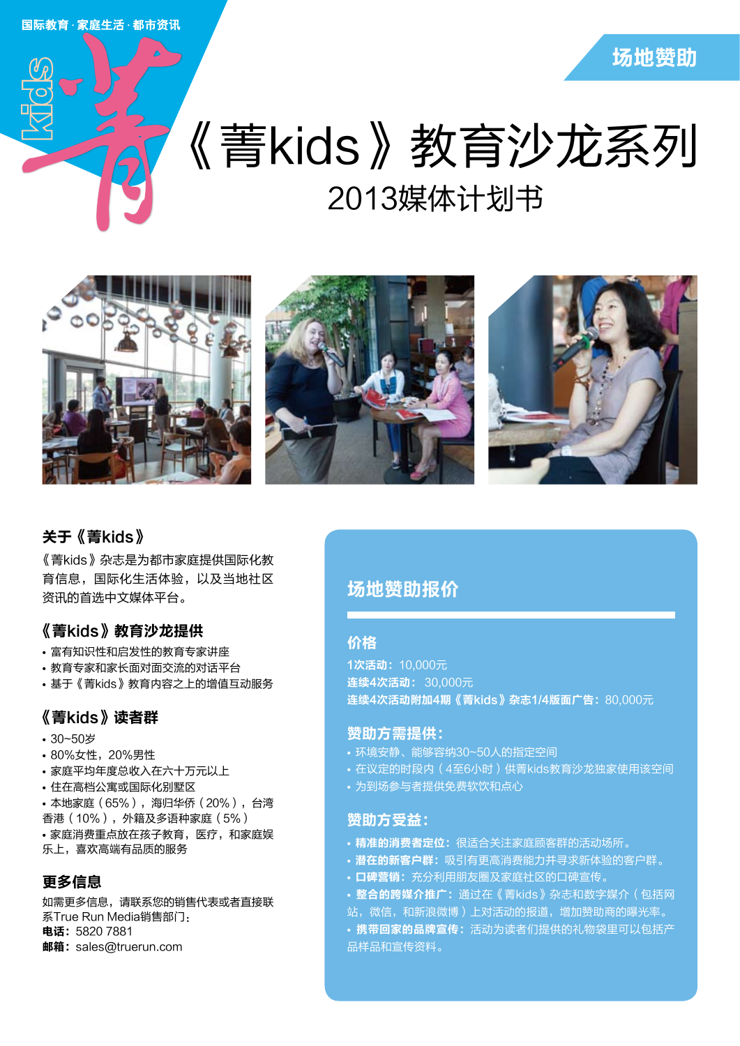国际教育 · 家庭生活 · 都市资讯

kids 菁

场地赞助

# 《菁kids》教育沙龙系列

## 2013媒体计划书

### 关于《菁kids》

《菁kids》杂志是为都市家庭提供国际化教育信息，国际化生活体验，以及当地社区资讯的首选中文媒体平台。

### 《菁kids》教育沙龙提供

- 富有知识性和启发性的教育专家讲座
- 教育专家和家长面对面交流的对话平台
- 基于《菁kids》教育内容之上的增值互动服务

### 《菁kids》读者群

- 30~50岁
- 80%女性，20%男性
- 家庭平均年度总收入在六十万元以上
- 住在高档公寓或国际化别墅区
- 本地家庭（65%），海归华侨（20%），台湾香港（10%），外籍及多语种家庭（5%）
- 家庭消费重点放在孩子教育，医疗，和家庭娱乐上，喜欢高端有品质的服务

### 更多信息

如需更多信息，请联系您的销售代表或者直接联系True Run Media销售部门：
**电话：** 5820 7881
**邮箱：** sales@truerun.com

## 场地赞助报价

### 价格

**1次活动：** 10,000元
**连续4次活动：** 30,000元
**连续4次活动附加4期《菁kids》杂志1/4版面广告：** 80,000元

### 赞助方需提供：

- 环境安静、能够容纳30~50人的指定空间
- 在议定的时段内（4至6小时）供菁kids教育沙龙独家使用该空间
- 为到场参与者提供免费软饮和点心

### 赞助方受益：

- **精准的消费者定位：** 很适合关注家庭顾客群的活动场所。
- **潜在的新客户群：** 吸引有更高消费能力并寻求新体验的客户群。
- **口碑营销：** 充分利用朋友圈及家庭社区的口碑宣传。
- **整合的跨媒介推广：** 通过在《菁kids》杂志和数字媒介（包括网站，微信，和新浪微博）上对活动的报道，增加赞助商的曝光率。
- **携带回家的品牌宣传：** 活动为读者们提供的礼物袋里可以包括产品样品和宣传资料。